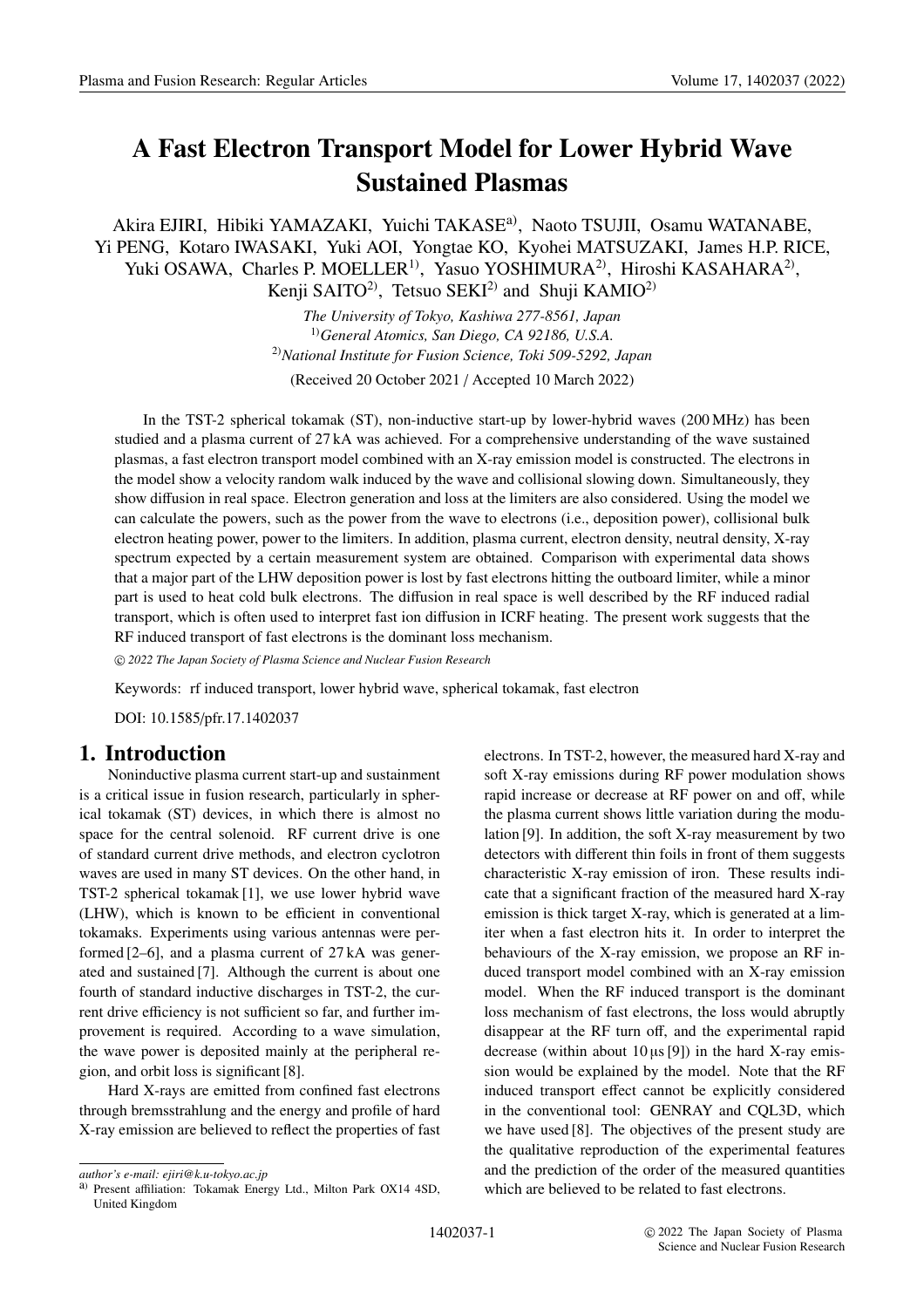# A Fast Electron Transport Model for Lower Hybrid Wave Sustained Plasmas

Akira EJIRI, Hibiki YAMAZAKI, Yuichi TAKASE[a)], Naoto TSUJII, Osamu WATANABE, Yi PENG, Kotaro IWASAKI, Yuki AOI, Yongtae KO, Kyohei MATSUZAKI, James H.P. RICE, Yuki OSAWA, Charles P. MOELLER[1)], Yasuo YOSHIMURA[2)], Hiroshi KASAHARA[2)], Kenji SAITO[2)], Tetsuo SEKI[2)] and Shuji KAMIO[2)]

*The University of Tokyo, Kashiwa 277-8561, Japan*
[1)]*General Atomics, San Diego, CA 92186, U.S.A.*
[2)]*National Institute for Fusion Science, Toki 509-5292, Japan*

(Received 20 October 2021 / Accepted 10 March 2022)

In the TST-2 spherical tokamak (ST), non-inductive start-up by lower-hybrid waves (200 MHz) has been studied and a plasma current of 27 kA was achieved. For a comprehensive understanding of the wave sustained plasmas, a fast electron transport model combined with an X-ray emission model is constructed. The electrons in the model show a velocity random walk induced by the wave and collisional slowing down. Simultaneously, they show diffusion in real space. Electron generation and loss at the limiters are also considered. Using the model we can calculate the powers, such as the power from the wave to electrons (i.e., deposition power), collisional bulk electron heating power, power to the limiters. In addition, plasma current, electron density, neutral density, X-ray spectrum expected by a certain measurement system are obtained. Comparison with experimental data shows that a major part of the LHW deposition power is lost by fast electrons hitting the outboard limiter, while a minor part is used to heat cold bulk electrons. The diffusion in real space is well described by the RF induced radial transport, which is often used to interpret fast ion diffusion in ICRF heating. The present work suggests that the RF induced transport of fast electrons is the dominant loss mechanism.

*© 2022 The Japan Society of Plasma Science and Nuclear Fusion Research*

Keywords: rf induced transport, lower hybrid wave, spherical tokamak, fast electron

DOI: 10.1585/pfr.17.1402037

## 1. Introduction

Noninductive plasma current start-up and sustainment is a critical issue in fusion research, particularly in spherical tokamak (ST) devices, in which there is almost no space for the central solenoid. RF current drive is one of standard current drive methods, and electron cyclotron waves are used in many ST devices. On the other hand, in TST-2 spherical tokamak [1], we use lower hybrid wave (LHW), which is known to be efficient in conventional tokamaks. Experiments using various antennas were performed [2–6], and a plasma current of 27 kA was generated and sustained [7]. Although the current is about one fourth of standard inductive discharges in TST-2, the current drive efficiency is not sufficient so far, and further improvement is required. According to a wave simulation, the wave power is deposited mainly at the peripheral region, and orbit loss is significant [8].

Hard X-rays are emitted from confined fast electrons through bremsstrahlung and the energy and profile of hard X-ray emission are believed to reflect the properties of fast electrons. In TST-2, however, the measured hard X-ray and soft X-ray emissions during RF power modulation shows rapid increase or decrease at RF power on and off, while the plasma current shows little variation during the modulation [9]. In addition, the soft X-ray measurement by two detectors with different thin foils in front of them suggests characteristic X-ray emission of iron. These results indicate that a significant fraction of the measured hard X-ray emission is thick target X-ray, which is generated at a limiter when a fast electron hits it. In order to interpret the behaviours of the X-ray emission, we propose an RF induced transport model combined with an X-ray emission model. When the RF induced transport is the dominant loss mechanism of fast electrons, the loss would abruptly disappear at the RF turn off, and the experimental rapid decrease (within about 10 μs [9]) in the hard X-ray emission would be explained by the model. Note that the RF induced transport effect cannot be explicitly considered in the conventional tool: GENRAY and CQL3D, which we have used [8]. The objectives of the present study are the qualitative reproduction of the experimental features and the prediction of the order of the measured quantities which are believed to be related to fast electrons.

---

*author's e-mail: ejiri@k.u-tokyo.ac.jp*

a) Present affiliation: Tokamak Energy Ltd., Milton Park OX14 4SD, United Kingdom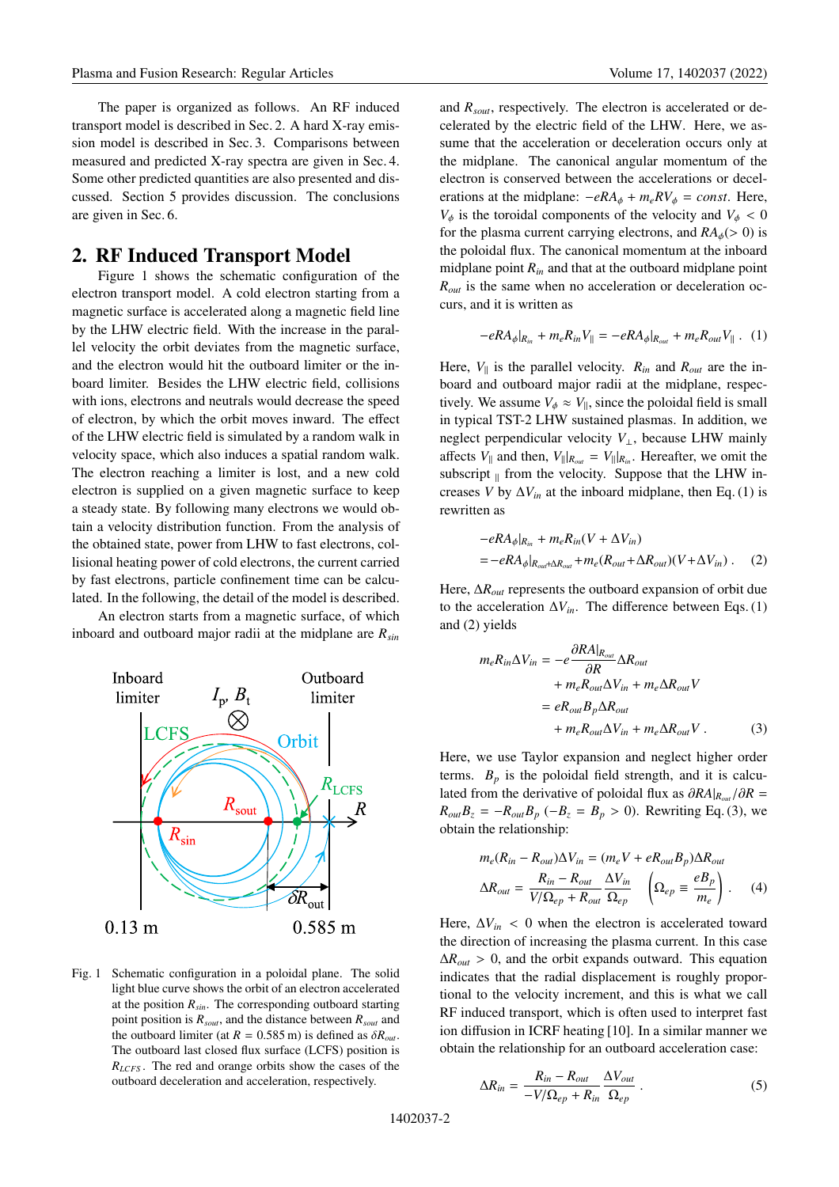The paper is organized as follows. An RF induced transport model is described in Sec. 2. A hard X-ray emission model is described in Sec. 3. Comparisons between measured and predicted X-ray spectra are given in Sec. 4. Some other predicted quantities are also presented and discussed. Section 5 provides discussion. The conclusions are given in Sec. 6.

## 2. RF Induced Transport Model

Figure 1 shows the schematic configuration of the electron transport model. A cold electron starting from a magnetic surface is accelerated along a magnetic field line by the LHW electric field. With the increase in the parallel velocity the orbit deviates from the magnetic surface, and the electron would hit the outboard limiter or the inboard limiter. Besides the LHW electric field, collisions with ions, electrons and neutrals would decrease the speed of electron, by which the orbit moves inward. The effect of the LHW electric field is simulated by a random walk in velocity space, which also induces a spatial random walk. The electron reaching a limiter is lost, and a new cold electron is supplied on a given magnetic surface to keep a steady state. By following many electrons we would obtain a velocity distribution function. From the analysis of the obtained state, power from LHW to fast electrons, collisional heating power of cold electrons, the current carried by fast electrons, particle confinement time can be calculated. In the following, the detail of the model is described.

An electron starts from a magnetic surface, of which inboard and outboard major radii at the midplane are $R_{sin}$ and $R_{sout}$, respectively. The electron is accelerated or decelerated by the electric field of the LHW. Here, we assume that the acceleration or deceleration occurs only at the midplane. The canonical angular momentum of the electron is conserved between the accelerations or decelerations at the midplane: $-eRA_\phi + m_e RV_\phi = const$. Here, $V_\phi$ is the toroidal components of the velocity and $V_\phi < 0$ for the plasma current carrying electrons, and $RA_\phi (> 0)$ is the poloidal flux. The canonical momentum at the inboard midplane point $R_{in}$ and that at the outboard midplane point $R_{out}$ is the same when no acceleration or deceleration occurs, and it is written as

$$-eRA_\phi|_{R_{in}} + m_e R_{in} V_\parallel = -eRA_\phi|_{R_{out}} + m_e R_{out} V_\parallel . \quad (1)$$

Here, $V_\parallel$ is the parallel velocity. $R_{in}$ and $R_{out}$ are the inboard and outboard major radii at the midplane, respectively. We assume $V_\phi \approx V_\parallel$, since the poloidal field is small in typical TST-2 LHW sustained plasmas. In addition, we neglect perpendicular velocity $V_\perp$, because LHW mainly affects $V_\parallel$ and then, $V_\parallel|_{R_{out}} = V_\parallel|_{R_{in}}$. Hereafter, we omit the subscript $_\parallel$ from the velocity. Suppose that the LHW increases $V$ by $\Delta V_{in}$ at the inboard midplane, then Eq. (1) is rewritten as

$$\begin{aligned} &-eRA_\phi|_{R_{in}} + m_e R_{in}(V + \Delta V_{in}) \\ &= -eRA_\phi|_{R_{out}+\Delta R_{out}} + m_e(R_{out} + \Delta R_{out})(V + \Delta V_{in}) . \end{aligned} \quad (2)$$

Here, $\Delta R_{out}$ represents the outboard expansion of orbit due to the acceleration $\Delta V_{in}$. The difference between Eqs. (1) and (2) yields

$$\begin{aligned} m_e R_{in} \Delta V_{in} &= -e \frac{\partial RA|_{R_{out}}}{\partial R} \Delta R_{out} \\ &\quad + m_e R_{out} \Delta V_{in} + m_e \Delta R_{out} V \\ &= e R_{out} B_p \Delta R_{out} \\ &\quad + m_e R_{out} \Delta V_{in} + m_e \Delta R_{out} V . \end{aligned} \quad (3)$$

Here, we use Taylor expansion and neglect higher order terms. $B_p$ is the poloidal field strength, and it is calculated from the derivative of poloidal flux as $\partial RA|_{R_{out}}/\partial R = R_{out} B_z = -R_{out} B_p$ $(-B_z = B_p > 0)$. Rewriting Eq. (3), we obtain the relationship:

$$\begin{aligned} m_e(R_{in} - R_{out})\Delta V_{in} &= (m_e V + e R_{out} B_p)\Delta R_{out} \\ \Delta R_{out} &= \frac{R_{in} - R_{out}}{V/\Omega_{ep} + R_{out}} \frac{\Delta V_{in}}{\Omega_{ep}} \quad \left(\Omega_{ep} \equiv \frac{eB_p}{m_e}\right) . \end{aligned} \quad (4)$$

Here, $\Delta V_{in} < 0$ when the electron is accelerated toward the direction of increasing the plasma current. In this case $\Delta R_{out} > 0$, and the orbit expands outward. This equation indicates that the radial displacement is roughly proportional to the velocity increment, and this is what we call RF induced transport, which is often used to interpret fast ion diffusion in ICRF heating [10]. In a similar manner we obtain the relationship for an outboard acceleration case:

$$\Delta R_{in} = \frac{R_{in} - R_{out}}{-V/\Omega_{ep} + R_{in}} \frac{\Delta V_{out}}{\Omega_{ep}} . \quad (5)$$

Fig. 1 Schematic configuration in a poloidal plane. The solid light blue curve shows the orbit of an electron accelerated at the position $R_{sin}$. The corresponding outboard starting point position is $R_{sout}$, and the distance between $R_{sout}$ and the outboard limiter (at $R = 0.585$ m) is defined as $\delta R_{out}$. The outboard last closed flux surface (LCFS) position is $R_{LCFS}$. The red and orange orbits show the cases of the outboard deceleration and acceleration, respectively.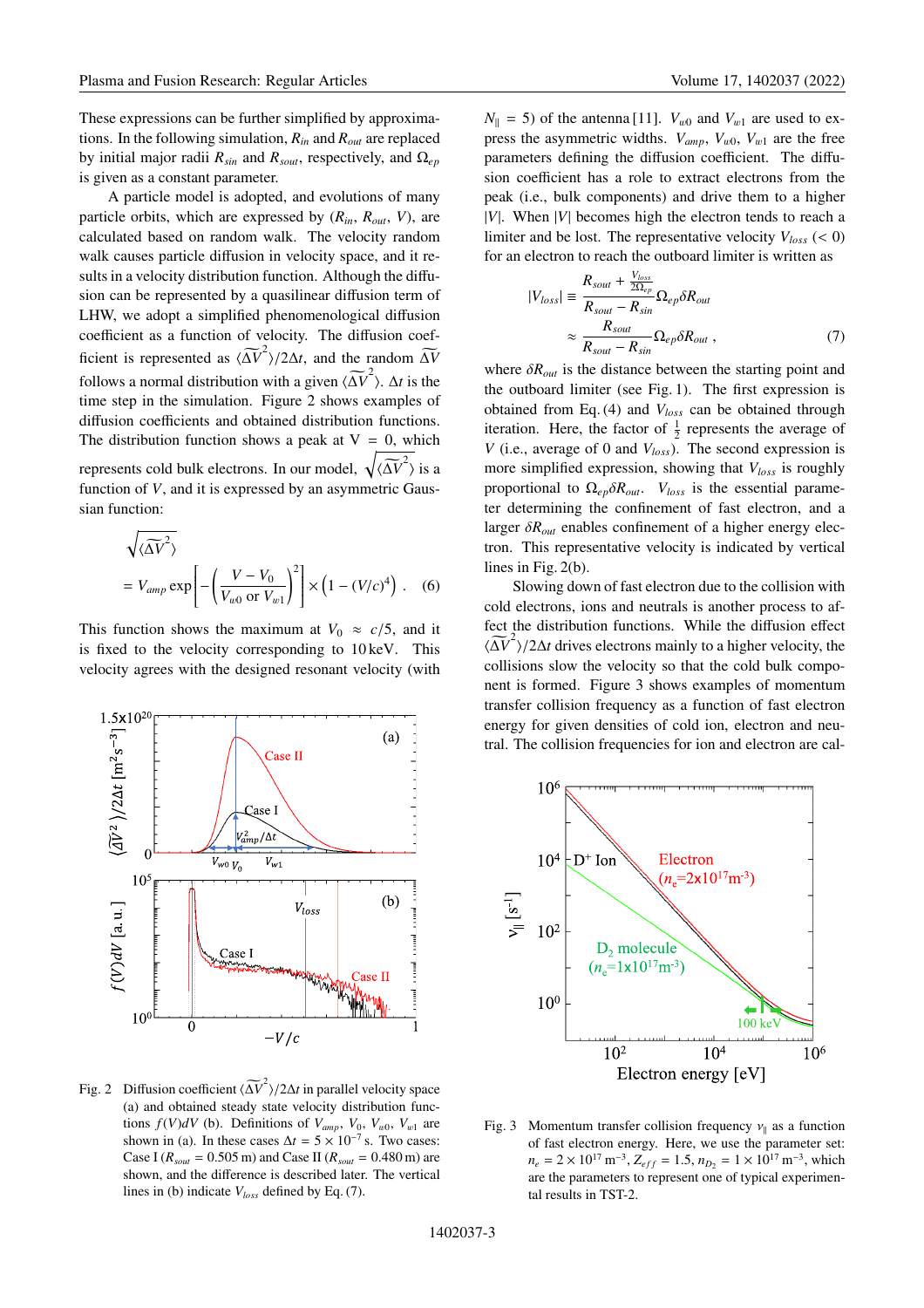These expressions can be further simplified by approximations. In the following simulation, $R_{in}$ and $R_{out}$ are replaced by initial major radii $R_{sin}$ and $R_{sout}$, respectively, and $\Omega_{ep}$ is given as a constant parameter.

A particle model is adopted, and evolutions of many particle orbits, which are expressed by ($R_{in}$, $R_{out}$, $V$), are calculated based on random walk. The velocity random walk causes particle diffusion in velocity space, and it results in a velocity distribution function. Although the diffusion can be represented by a quasilinear diffusion term of LHW, we adopt a simplified phenomenological diffusion coefficient as a function of velocity. The diffusion coefficient is represented as $\langle\widetilde{\Delta V}^2\rangle/2\Delta t$, and the random $\widetilde{\Delta V}$ follows a normal distribution with a given $\langle\widetilde{\Delta V}^2\rangle$. $\Delta t$ is the time step in the simulation. Figure 2 shows examples of diffusion coefficients and obtained distribution functions. The distribution function shows a peak at V = 0, which represents cold bulk electrons. In our model, $\sqrt{\langle\widetilde{\Delta V}^2\rangle}$ is a function of $V$, and it is expressed by an asymmetric Gaussian function:

$$\sqrt{\langle\widetilde{\Delta V}^2\rangle} = V_{amp}\exp\left[-\left(\frac{V - V_0}{V_{w0}\text{ or }V_{w1}}\right)^2\right] \times \left(1 - (V/c)^4\right) . \quad (6)$$

This function shows the maximum at $V_0 \approx c/5$, and it is fixed to the velocity corresponding to 10 keV. This velocity agrees with the designed resonant velocity (with $N_\parallel = 5$) of the antenna [11]. $V_{w0}$ and $V_{w1}$ are used to express the asymmetric widths. $V_{amp}$, $V_{w0}$, $V_{w1}$ are the free parameters defining the diffusion coefficient. The diffusion coefficient has a role to extract electrons from the peak (i.e., bulk components) and drive them to a higher $|V|$. When $|V|$ becomes high the electron tends to reach a limiter and be lost. The representative velocity $V_{loss}$ (< 0) for an electron to reach the outboard limiter is written as

$$|V_{loss}| \equiv \frac{R_{sout} + \frac{V_{loss}}{2\Omega_{ep}}}{R_{sout} - R_{sin}}\Omega_{ep}\delta R_{out}$$
$$\approx \frac{R_{sout}}{R_{sout} - R_{sin}}\Omega_{ep}\delta R_{out} , \quad (7)$$

where $\delta R_{out}$ is the distance between the starting point and the outboard limiter (see Fig. 1). The first expression is obtained from Eq. (4) and $V_{loss}$ can be obtained through iteration. Here, the factor of $\frac{1}{2}$ represents the average of $V$ (i.e., average of 0 and $V_{loss}$). The second expression is more simplified expression, showing that $V_{loss}$ is roughly proportional to $\Omega_{ep}\delta R_{out}$. $V_{loss}$ is the essential parameter determining the confinement of fast electron, and a larger $\delta R_{out}$ enables confinement of a higher energy electron. This representative velocity is indicated by vertical lines in Fig. 2(b).

Slowing down of fast electron due to the collision with cold electrons, ions and neutrals is another process to affect the distribution functions. While the diffusion effect $\langle\widetilde{\Delta V}^2\rangle/2\Delta t$ drives electrons mainly to a higher velocity, the collisions slow the velocity so that the cold bulk component is formed. Figure 3 shows examples of momentum transfer collision frequency as a function of fast electron energy for given densities of cold ion, electron and neutral. The collision frequencies for ion and electron are cal-

Fig. 2 Diffusion coefficient $\langle\widetilde{\Delta V}^2\rangle/2\Delta t$ in parallel velocity space (a) and obtained steady state velocity distribution functions $f(V)dV$ (b). Definitions of $V_{amp}$, $V_0$, $V_{w0}$, $V_{w1}$ are shown in (a). In these cases $\Delta t = 5 \times 10^{-7}$ s. Two cases: Case I ($R_{sout}$ = 0.505 m) and Case II ($R_{sout}$ = 0.480 m) are shown, and the difference is described later. The vertical lines in (b) indicate $V_{loss}$ defined by Eq. (7).

Fig. 3 Momentum transfer collision frequency $\nu_\parallel$ as a function of fast electron energy. Here, we use the parameter set: $n_e = 2 \times 10^{17}$ m$^{-3}$, $Z_{eff} = 1.5$, $n_{D_2} = 1 \times 10^{17}$ m$^{-3}$, which are the parameters to represent one of typical experimental results in TST-2.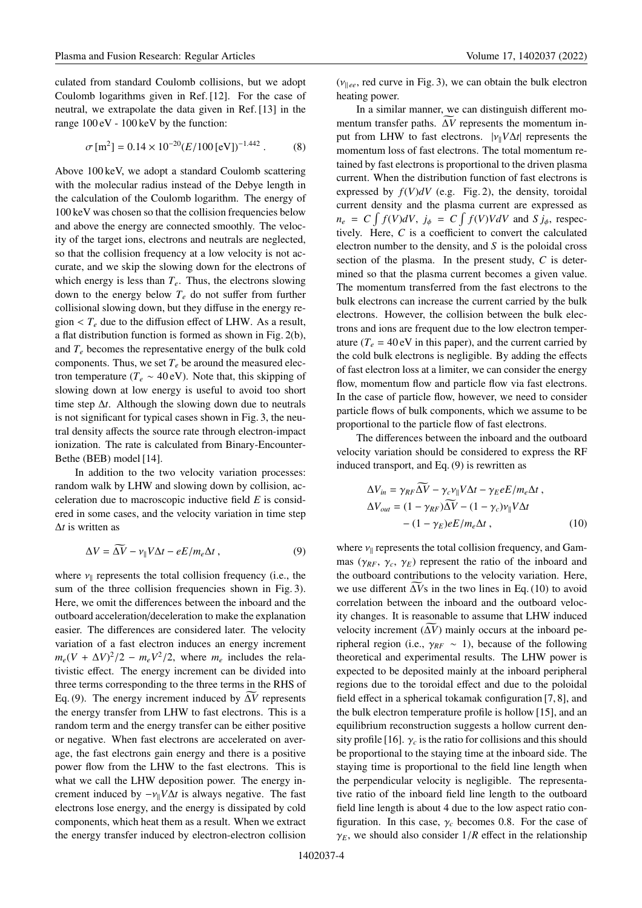culated from standard Coulomb collisions, but we adopt Coulomb logarithms given in Ref. [12]. For the case of neutral, we extrapolate the data given in Ref. [13] in the range 100 eV - 100 keV by the function:

$$\sigma\,[\mathrm{m}^2] = 0.14 \times 10^{-20} (E/100\,[\mathrm{eV}])^{-1.442}\,. \tag{8}$$

Above 100 keV, we adopt a standard Coulomb scattering with the molecular radius instead of the Debye length in the calculation of the Coulomb logarithm. The energy of 100 keV was chosen so that the collision frequencies below and above the energy are connected smoothly. The velocity of the target ions, electrons and neutrals are neglected, so that the collision frequency at a low velocity is not accurate, and we skip the slowing down for the electrons of which energy is less than $T_e$. Thus, the electrons slowing down to the energy below $T_e$ do not suffer from further collisional slowing down, but they diffuse in the energy region $< T_e$ due to the diffusion effect of LHW. As a result, a flat distribution function is formed as shown in Fig. 2(b), and $T_e$ becomes the representative energy of the bulk cold components. Thus, we set $T_e$ be around the measured electron temperature ($T_e \sim 40$ eV). Note that, this skipping of slowing down at low energy is useful to avoid too short time step $\Delta t$. Although the slowing down due to neutrals is not significant for typical cases shown in Fig. 3, the neutral density affects the source rate through electron-impact ionization. The rate is calculated from Binary-Encounter-Bethe (BEB) model [14].

In addition to the two velocity variation processes: random walk by LHW and slowing down by collision, acceleration due to macroscopic inductive field $E$ is considered in some cases, and the velocity variation in time step $\Delta t$ is written as

$$\Delta V = \widetilde{\Delta V} - \nu_{\parallel} V \Delta t - eE/m_e \Delta t\,, \tag{9}$$

where $\nu_{\parallel}$ represents the total collision frequency (i.e., the sum of the three collision frequencies shown in Fig. 3). Here, we omit the differences between the inboard and the outboard acceleration/deceleration to make the explanation easier. The differences are considered later. The velocity variation of a fast electron induces an energy increment $m_e(V + \Delta V)^2/2 - m_e V^2/2$, where $m_e$ includes the relativistic effect. The energy increment can be divided into three terms corresponding to the three terms in the RHS of Eq. (9). The energy increment induced by $\widetilde{\Delta V}$ represents the energy transfer from LHW to fast electrons. This is a random term and the energy transfer can be either positive or negative. When fast electrons are accelerated on average, the fast electrons gain energy and there is a positive power flow from the LHW to the fast electrons. This is what we call the LHW deposition power. The energy increment induced by $-\nu_{\parallel} V \Delta t$ is always negative. The fast electrons lose energy, and the energy is dissipated by cold components, which heat them as a result. When we extract the energy transfer induced by electron-electron collision ($\nu_{\parallel ee}$, red curve in Fig. 3), we can obtain the bulk electron heating power.

In a similar manner, we can distinguish different momentum transfer paths. $\widetilde{\Delta V}$ represents the momentum input from LHW to fast electrons. $|\nu_{\parallel} V \Delta t|$ represents the momentum loss of fast electrons. The total momentum retained by fast electrons is proportional to the driven plasma current. When the distribution function of fast electrons is expressed by $f(V)dV$ (e.g. Fig. 2), the density, toroidal current density and the plasma current are expressed as $n_e = C \int f(V)dV$, $j_\phi = C \int f(V)VdV$ and $S\,j_\phi$, respectively. Here, $C$ is a coefficient to convert the calculated electron number to the density, and $S$ is the poloidal cross section of the plasma. In the present study, $C$ is determined so that the plasma current becomes a given value. The momentum transferred from the fast electrons to the bulk electrons can increase the current carried by the bulk electrons. However, the collision between the bulk electrons and ions are frequent due to the low electron temperature ($T_e = 40$ eV in this paper), and the current carried by the cold bulk electrons is negligible. By adding the effects of fast electron loss at a limiter, we can consider the energy flow, momentum flow and particle flow via fast electrons. In the case of particle flow, however, we need to consider particle flows of bulk components, which we assume to be proportional to the particle flow of fast electrons.

The differences between the inboard and the outboard velocity variation should be considered to express the RF induced transport, and Eq. (9) is rewritten as

$$\begin{aligned}
\Delta V_{in} &= \gamma_{RF} \widetilde{\Delta V} - \gamma_c \nu_{\parallel} V \Delta t - \gamma_E eE/m_e \Delta t\,, \\
\Delta V_{out} &= (1 - \gamma_{RF}) \widetilde{\Delta V} - (1 - \gamma_c) \nu_{\parallel} V \Delta t \\
&\quad - (1 - \gamma_E) eE/m_e \Delta t\,,
\end{aligned} \tag{10}$$

where $\nu_{\parallel}$ represents the total collision frequency, and Gammas ($\gamma_{RF}$, $\gamma_c$, $\gamma_E$) represent the ratio of the inboard and the outboard contributions to the velocity variation. Here, we use different $\widetilde{\Delta V}$s in the two lines in Eq. (10) to avoid correlation between the inboard and the outboard velocity changes. It is reasonable to assume that LHW induced velocity increment ($\widetilde{\Delta V}$) mainly occurs at the inboard peripheral region (i.e., $\gamma_{RF} \sim 1$), because of the following theoretical and experimental results. The LHW power is expected to be deposited mainly at the inboard peripheral regions due to the toroidal effect and due to the poloidal field effect in a spherical tokamak configuration [7, 8], and the bulk electron temperature profile is hollow [15], and an equilibrium reconstruction suggests a hollow current density profile [16]. $\gamma_c$ is the ratio for collisions and this should be proportional to the staying time at the inboard side. The staying time is proportional to the field line length when the perpendicular velocity is negligible. The representative ratio of the inboard field line length to the outboard field line length is about 4 due to the low aspect ratio configuration. In this case, $\gamma_c$ becomes 0.8. For the case of $\gamma_E$, we should also consider $1/R$ effect in the relationship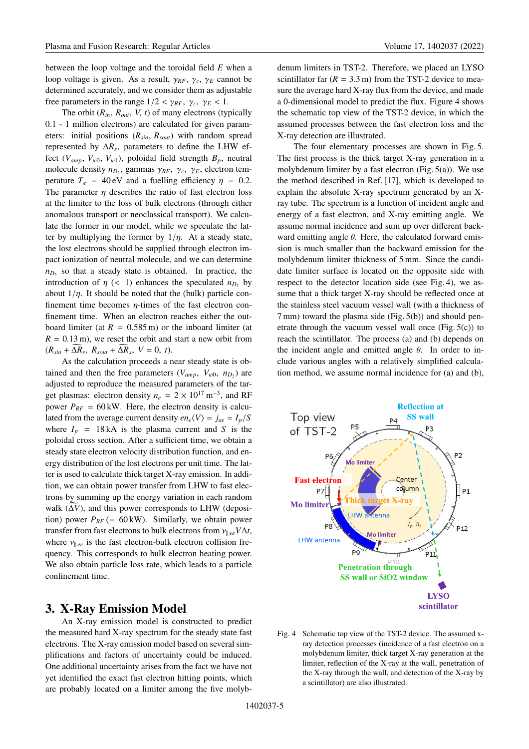between the loop voltage and the toroidal field $E$ when a loop voltage is given. As a result, $\gamma_{RF}$, $\gamma_c$, $\gamma_E$ cannot be determined accurately, and we consider them as adjustable free parameters in the range $1/2 < \gamma_{RF}$, $\gamma_c$, $\gamma_E < 1$.

The orbit ($R_{in}$, $R_{out}$, $V$, $t$) of many electrons (typically 0.1 - 1 million electrons) are calculated for given parameters: initial positions ($R_{sin}$, $R_{sout}$) with random spread represented by $\Delta R_s$, parameters to define the LHW effect ($V_{amp}$, $V_{w0}$, $V_{w1}$), poloidal field strength $B_p$, neutral molecule density $n_{D_2}$, gammas $\gamma_{RF}$, $\gamma_c$, $\gamma_E$, electron temperature $T_e = 40\,\text{eV}$ and a fuelling efficiency $\eta = 0.2$. The parameter $\eta$ describes the ratio of fast electron loss at the limiter to the loss of bulk electrons (through either anomalous transport or neoclassical transport). We calculate the former in our model, while we speculate the latter by multiplying the former by $1/\eta$. At a steady state, the lost electrons should be supplied through electron impact ionization of neutral molecule, and we can determine $n_{D_2}$ so that a steady state is obtained. In practice, the introduction of $\eta$ ($< 1$) enhances the speculated $n_{D_2}$ by about $1/\eta$. It should be noted that the (bulk) particle confinement time becomes $\eta$-times of the fast electron confinement time. When an electron reaches either the outboard limiter (at $R = 0.585\,\text{m}$) or the inboard limiter (at $R = 0.13\,\text{m}$), we reset the orbit and start a new orbit from ($R_{sin} + \widetilde{\Delta R}_s$, $R_{sout} + \widetilde{\Delta R}_s$, $V = 0$, $t$).

As the calculation proceeds a near steady state is obtained and then the free parameters ($V_{amp}$, $V_{w0}$, $n_{D_2}$) are adjusted to reproduce the measured parameters of the target plasmas: electron density $n_e = 2 \times 10^{17}\,\text{m}^{-3}$, and RF power $P_{RF} = 60\,\text{kW}$. Here, the electron density is calculated from the average current density $en_e\langle V\rangle = j_{av} = I_p/S$ where $I_p = 18\,\text{kA}$ is the plasma current and $S$ is the poloidal cross section. After a sufficient time, we obtain a steady state electron velocity distribution function, and energy distribution of the lost electrons per unit time. The latter is used to calculate thick target X-ray emission. In addition, we can obtain power transfer from LHW to fast electrons by summing up the energy variation in each random walk ($\widetilde{\Delta V}$), and this power corresponds to LHW (deposition) power $P_{RF}$ ($= 60\,\text{kW}$). Similarly, we obtain power transfer from fast electrons to bulk electrons from $\nu_{\parallel ee} V \Delta t$, where $\nu_{\parallel ee}$ is the fast electron-bulk electron collision frequency. This corresponds to bulk electron heating power. We also obtain particle loss rate, which leads to a particle confinement time.

## 3. X-Ray Emission Model

An X-ray emission model is constructed to predict the measured hard X-ray spectrum for the steady state fast electrons. The X-ray emission model based on several simplifications and factors of uncertainty could be induced. One additional uncertainty arises from the fact we have not yet identified the exact fast electron hitting points, which are probably located on a limiter among the five molybdenum limiters in TST-2. Therefore, we placed an LYSO scintillator far ($R = 3.3\,\text{m}$) from the TST-2 device to measure the average hard X-ray flux from the device, and made a 0-dimensional model to predict the flux. Figure 4 shows the schematic top view of the TST-2 device, in which the assumed processes between the fast electron loss and the X-ray detection are illustrated.

The four elementary processes are shown in Fig. 5. The first process is the thick target X-ray generation in a molybdenum limiter by a fast electron (Fig. 5(a)). We use the method described in Ref. [17], which is developed to explain the absolute X-ray spectrum generated by an X-ray tube. The spectrum is a function of incident angle and energy of a fast electron, and X-ray emitting angle. We assume normal incidence and sum up over different backward emitting angle $\theta$. Here, the calculated forward emission is much smaller than the backward emission for the molybdenum limiter thickness of 5 mm. Since the candidate limiter surface is located on the opposite side with respect to the detector location side (see Fig. 4), we assume that a thick target X-ray should be reflected once at the stainless steel vacuum vessel wall (with a thickness of 7 mm) toward the plasma side (Fig. 5(b)) and should penetrate through the vacuum vessel wall once (Fig. 5(c)) to reach the scintillator. The process (a) and (b) depends on the incident angle and emitted angle $\theta$. In order to include various angles with a relatively simplified calculation method, we assume normal incidence for (a) and (b),

Fig. 4 Schematic top view of the TST-2 device. The assumed x-ray detection processes (incidence of a fast electron on a molybdenum limiter, thick target X-ray generation at the limiter, reflection of the X-ray at the wall, penetration of the X-ray through the wall, and detection of the X-ray by a scintillator) are also illustrated.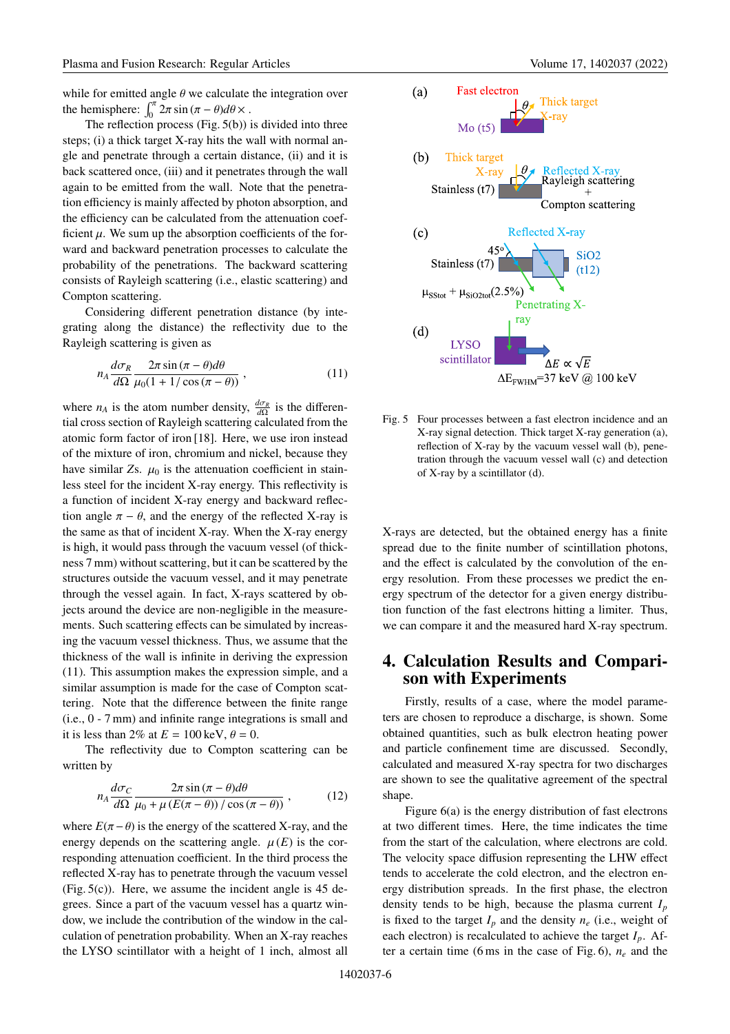while for emitted angle $\theta$ we calculate the integration over the hemisphere: $\int_0^{\pi} 2\pi \sin(\pi-\theta)d\theta \times$.

The reflection process (Fig. 5(b)) is divided into three steps; (i) a thick target X-ray hits the wall with normal angle and penetrate through a certain distance, (ii) and it is back scattered once, (iii) and it penetrates through the wall again to be emitted from the wall. Note that the penetration efficiency is mainly affected by photon absorption, and the efficiency can be calculated from the attenuation coefficient $\mu$. We sum up the absorption coefficients of the forward and backward penetration processes to calculate the probability of the penetrations. The backward scattering consists of Rayleigh scattering (i.e., elastic scattering) and Compton scattering.

Considering different penetration distance (by integrating along the distance) the reflectivity due to the Rayleigh scattering is given as

$$n_A \frac{d\sigma_R}{d\Omega} \frac{2\pi \sin(\pi-\theta)d\theta}{\mu_0(1+1/\cos(\pi-\theta))}, \tag{11}$$

where $n_A$ is the atom number density, $\frac{d\sigma_R}{d\Omega}$ is the differential cross section of Rayleigh scattering calculated from the atomic form factor of iron [18]. Here, we use iron instead of the mixture of iron, chromium and nickel, because they have similar $Z$s. $\mu_0$ is the attenuation coefficient in stainless steel for the incident X-ray energy. This reflectivity is a function of incident X-ray energy and backward reflection angle $\pi-\theta$, and the energy of the reflected X-ray is the same as that of incident X-ray. When the X-ray energy is high, it would pass through the vacuum vessel (of thickness 7 mm) without scattering, but it can be scattered by the structures outside the vacuum vessel, and it may penetrate through the vessel again. In fact, X-rays scattered by objects around the device are non-negligible in the measurements. Such scattering effects can be simulated by increasing the vacuum vessel thickness. Thus, we assume that the thickness of the wall is infinite in deriving the expression (11). This assumption makes the expression simple, and a similar assumption is made for the case of Compton scattering. Note that the difference between the finite range (i.e., 0 - 7 mm) and infinite range integrations is small and it is less than 2% at $E = 100$ keV, $\theta = 0$.

The reflectivity due to Compton scattering can be written by

$$n_A \frac{d\sigma_C}{d\Omega} \frac{2\pi \sin(\pi-\theta)d\theta}{\mu_0 + \mu(E(\pi-\theta))/\cos(\pi-\theta)}, \tag{12}$$

where $E(\pi-\theta)$ is the energy of the scattered X-ray, and the energy depends on the scattering angle. $\mu(E)$ is the corresponding attenuation coefficient. In the third process the reflected X-ray has to penetrate through the vacuum vessel (Fig. 5(c)). Here, we assume that the incident angle is 45 degrees. Since a part of the vacuum vessel has a quartz window, we include the contribution of the window in the calculation of penetration probability. When an X-ray reaches the LYSO scintillator with a height of 1 inch, almost all X-rays are detected, but the obtained energy has a finite spread due to the finite number of scintillation photons, and the effect is calculated by the convolution of the energy resolution. From these processes we predict the energy spectrum of the detector for a given energy distribution function of the fast electrons hitting a limiter. Thus, we can compare it and the measured hard X-ray spectrum.

Fig. 5 Four processes between a fast electron incidence and an X-ray signal detection. Thick target X-ray generation (a), reflection of X-ray by the vacuum vessel wall (b), penetration through the vacuum vessel wall (c) and detection of X-ray by a scintillator (d).

## 4. Calculation Results and Comparison with Experiments

Firstly, results of a case, where the model parameters are chosen to reproduce a discharge, is shown. Some obtained quantities, such as bulk electron heating power and particle confinement time are discussed. Secondly, calculated and measured X-ray spectra for two discharges are shown to see the qualitative agreement of the spectral shape.

Figure 6(a) is the energy distribution of fast electrons at two different times. Here, the time indicates the time from the start of the calculation, where electrons are cold. The velocity space diffusion representing the LHW effect tends to accelerate the cold electron, and the electron energy distribution spreads. In the first phase, the electron density tends to be high, because the plasma current $I_p$ is fixed to the target $I_p$ and the density $n_e$ (i.e., weight of each electron) is recalculated to achieve the target $I_p$. After a certain time (6 ms in the case of Fig. 6), $n_e$ and the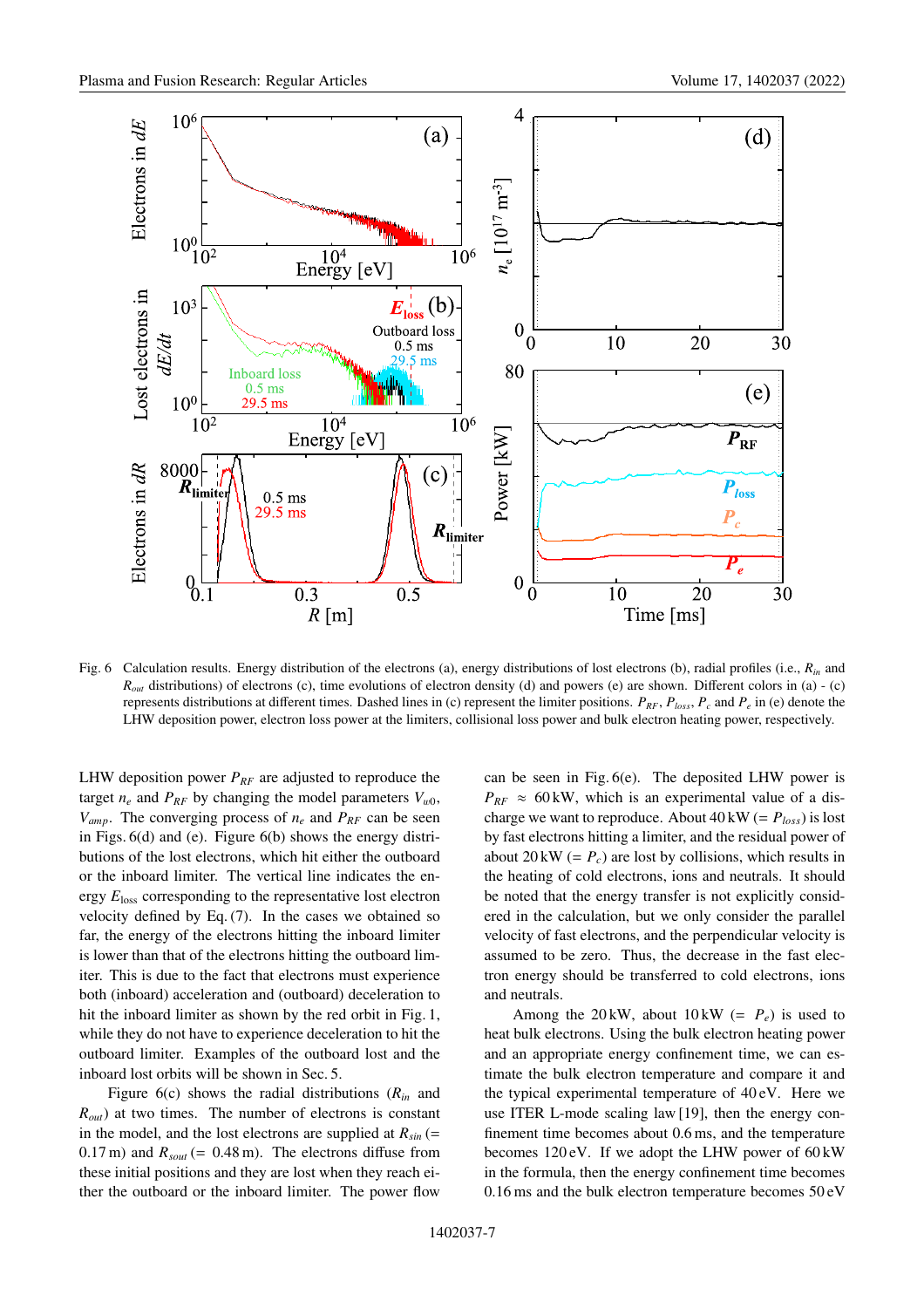Fig. 6 Calculation results. Energy distribution of the electrons (a), energy distributions of lost electrons (b), radial profiles (i.e., $R_{in}$ and $R_{out}$ distributions) of electrons (c), time evolutions of electron density (d) and powers (e) are shown. Different colors in (a) - (c) represents distributions at different times. Dashed lines in (c) represent the limiter positions. $P_{RF}$, $P_{loss}$, $P_c$ and $P_e$ in (e) denote the LHW deposition power, electron loss power at the limiters, collisional loss power and bulk electron heating power, respectively.

LHW deposition power $P_{RF}$ are adjusted to reproduce the target $n_e$ and $P_{RF}$ by changing the model parameters $V_{u0}$, $V_{amp}$. The converging process of $n_e$ and $P_{RF}$ can be seen in Figs. 6(d) and (e). Figure 6(b) shows the energy distributions of the lost electrons, which hit either the outboard or the inboard limiter. The vertical line indicates the energy $E_{\text{loss}}$ corresponding to the representative lost electron velocity defined by Eq. (7). In the cases we obtained so far, the energy of the electrons hitting the inboard limiter is lower than that of the electrons hitting the outboard limiter. This is due to the fact that electrons must experience both (inboard) acceleration and (outboard) deceleration to hit the inboard limiter as shown by the red orbit in Fig. 1, while they do not have to experience deceleration to hit the outboard limiter. Examples of the outboard lost and the inboard lost orbits will be shown in Sec. 5.

Figure 6(c) shows the radial distributions ($R_{in}$ and $R_{out}$) at two times. The number of electrons is constant in the model, and the lost electrons are supplied at $R_{sin}$ (= 0.17 m) and $R_{sout}$ (= 0.48 m). The electrons diffuse from these initial positions and they are lost when they reach either the outboard or the inboard limiter. The power flow can be seen in Fig. 6(e). The deposited LHW power is $P_{RF} \approx 60$ kW, which is an experimental value of a discharge we want to reproduce. About 40 kW (= $P_{loss}$) is lost by fast electrons hitting a limiter, and the residual power of about 20 kW (= $P_c$) are lost by collisions, which results in the heating of cold electrons, ions and neutrals. It should be noted that the energy transfer is not explicitly considered in the calculation, but we only consider the parallel velocity of fast electrons, and the perpendicular velocity is assumed to be zero. Thus, the decrease in the fast electron energy should be transferred to cold electrons, ions and neutrals.

Among the 20 kW, about 10 kW (= $P_e$) is used to heat bulk electrons. Using the bulk electron heating power and an appropriate energy confinement time, we can estimate the bulk electron temperature and compare it and the typical experimental temperature of 40 eV. Here we use ITER L-mode scaling law [19], then the energy confinement time becomes about 0.6 ms, and the temperature becomes 120 eV. If we adopt the LHW power of 60 kW in the formula, then the energy confinement time becomes 0.16 ms and the bulk electron temperature becomes 50 eV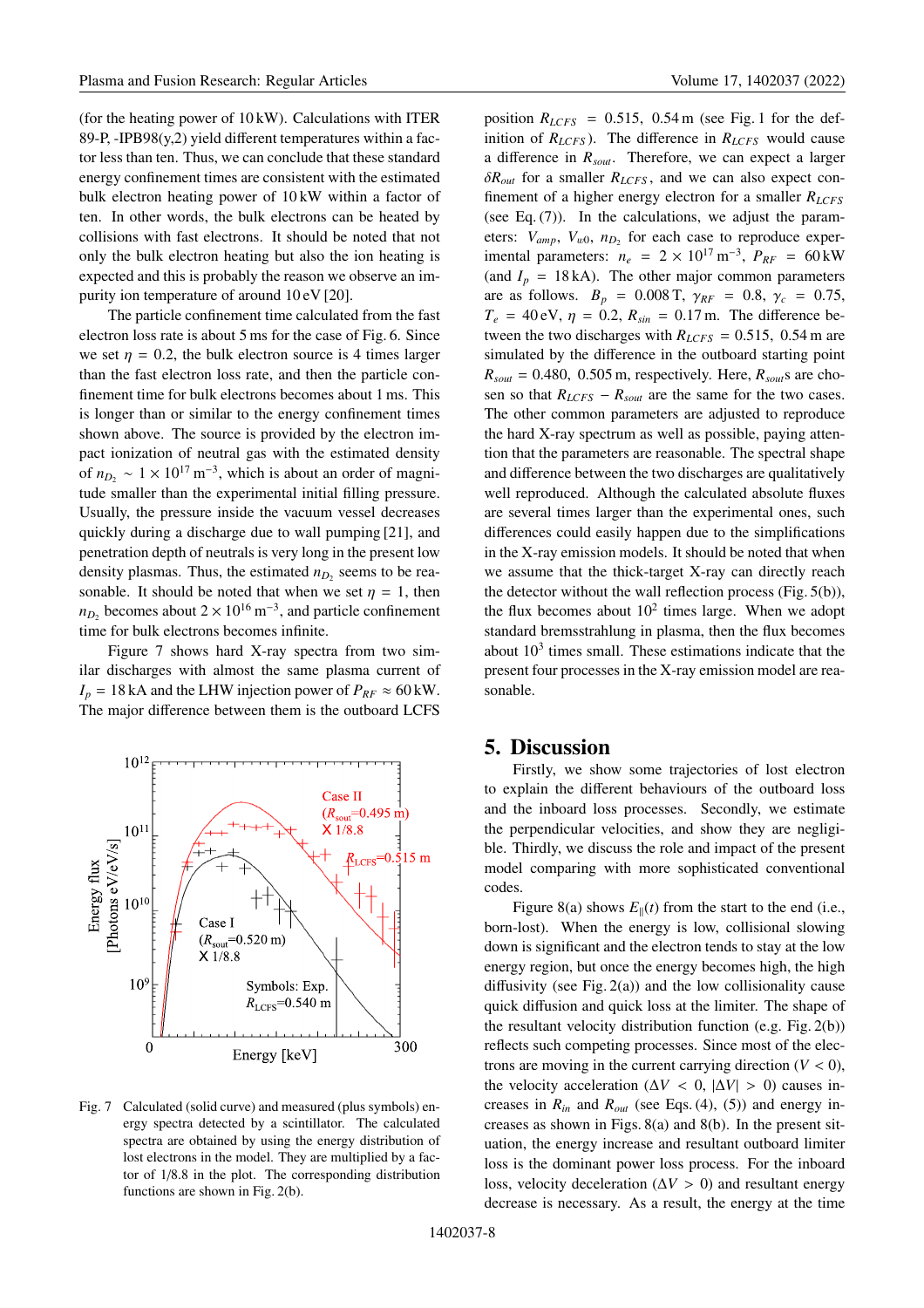(for the heating power of 10 kW). Calculations with ITER 89-P, -IPB98(y,2) yield different temperatures within a factor less than ten. Thus, we can conclude that these standard energy confinement times are consistent with the estimated bulk electron heating power of 10 kW within a factor of ten. In other words, the bulk electrons can be heated by collisions with fast electrons. It should be noted that not only the bulk electron heating but also the ion heating is expected and this is probably the reason we observe an impurity ion temperature of around 10 eV [20].

The particle confinement time calculated from the fast electron loss rate is about 5 ms for the case of Fig. 6. Since we set $\eta = 0.2$, the bulk electron source is 4 times larger than the fast electron loss rate, and then the particle confinement time for bulk electrons becomes about 1 ms. This is longer than or similar to the energy confinement times shown above. The source is provided by the electron impact ionization of neutral gas with the estimated density of $n_{D_2} \sim 1 \times 10^{17}\,\mathrm{m}^{-3}$, which is about an order of magnitude smaller than the experimental initial filling pressure. Usually, the pressure inside the vacuum vessel decreases quickly during a discharge due to wall pumping [21], and penetration depth of neutrals is very long in the present low density plasmas. Thus, the estimated $n_{D_2}$ seems to be reasonable. It should be noted that when we set $\eta = 1$, then $n_{D_2}$ becomes about $2 \times 10^{16}\,\mathrm{m}^{-3}$, and particle confinement time for bulk electrons becomes infinite.

Figure 7 shows hard X-ray spectra from two similar discharges with almost the same plasma current of $I_p = 18\,\mathrm{kA}$ and the LHW injection power of $P_{RF} \approx 60\,\mathrm{kW}$. The major difference between them is the outboard LCFS position $R_{LCFS} = 0.515$, $0.54\,\mathrm{m}$ (see Fig. 1 for the definition of $R_{LCFS}$). The difference in $R_{LCFS}$ would cause a difference in $R_{sout}$. Therefore, we can expect a larger $\delta R_{out}$ for a smaller $R_{LCFS}$, and we can also expect confinement of a higher energy electron for a smaller $R_{LCFS}$ (see Eq. (7)). In the calculations, we adjust the parameters: $V_{amp}$, $V_{u0}$, $n_{D_2}$ for each case to reproduce experimental parameters: $n_e = 2 \times 10^{17}\,\mathrm{m}^{-3}$, $P_{RF} = 60\,\mathrm{kW}$ (and $I_p = 18\,\mathrm{kA}$). The other major common parameters are as follows. $B_p = 0.008\,\mathrm{T}$, $\gamma_{RF} = 0.8$, $\gamma_c = 0.75$, $T_e = 40\,\mathrm{eV}$, $\eta = 0.2$, $R_{sin} = 0.17\,\mathrm{m}$. The difference between the two discharges with $R_{LCFS} = 0.515$, $0.54\,\mathrm{m}$ are simulated by the difference in the outboard starting point $R_{sout} = 0.480$, $0.505\,\mathrm{m}$, respectively. Here, $R_{sout}$s are chosen so that $R_{LCFS} - R_{sout}$ are the same for the two cases. The other common parameters are adjusted to reproduce the hard X-ray spectrum as well as possible, paying attention that the parameters are reasonable. The spectral shape and difference between the two discharges are qualitatively well reproduced. Although the calculated absolute fluxes are several times larger than the experimental ones, such differences could easily happen due to the simplifications in the X-ray emission models. It should be noted that when we assume that the thick-target X-ray can directly reach the detector without the wall reflection process (Fig. 5(b)), the flux becomes about $10^2$ times large. When we adopt standard bremsstrahlung in plasma, then the flux becomes about $10^3$ times small. These estimations indicate that the present four processes in the X-ray emission model are reasonable.

Fig. 7 Calculated (solid curve) and measured (plus symbols) energy spectra detected by a scintillator. The calculated spectra are obtained by using the energy distribution of lost electrons in the model. They are multiplied by a factor of of 1/8.8 in the plot. The corresponding distribution functions are shown in Fig. 2(b).

## 5. Discussion

Firstly, we show some trajectories of lost electron to explain the different behaviours of the outboard loss and the inboard loss processes. Secondly, we estimate the perpendicular velocities, and show they are negligible. Thirdly, we discuss the role and impact of the present model comparing with more sophisticated conventional codes.

Figure 8(a) shows $E_{\parallel}(t)$ from the start to the end (i.e., born-lost). When the energy is low, collisional slowing down is significant and the electron tends to stay at the low energy region, but once the energy becomes high, the high diffusivity (see Fig. 2(a)) and the low collisionality cause quick diffusion and quick loss at the limiter. The shape of the resultant velocity distribution function (e.g. Fig. 2(b)) reflects such competing processes. Since most of the electrons are moving in the current carrying direction ($V < 0$), the velocity acceleration ($\Delta V < 0$, $|\Delta V| > 0$) causes increases in $R_{in}$ and $R_{out}$ (see Eqs. (4), (5)) and energy increases as shown in Figs. 8(a) and 8(b). In the present situation, the energy increase and resultant outboard limiter loss is the dominant power loss process. For the inboard loss, velocity deceleration ($\Delta V > 0$) and resultant energy decrease is necessary. As a result, the energy at the time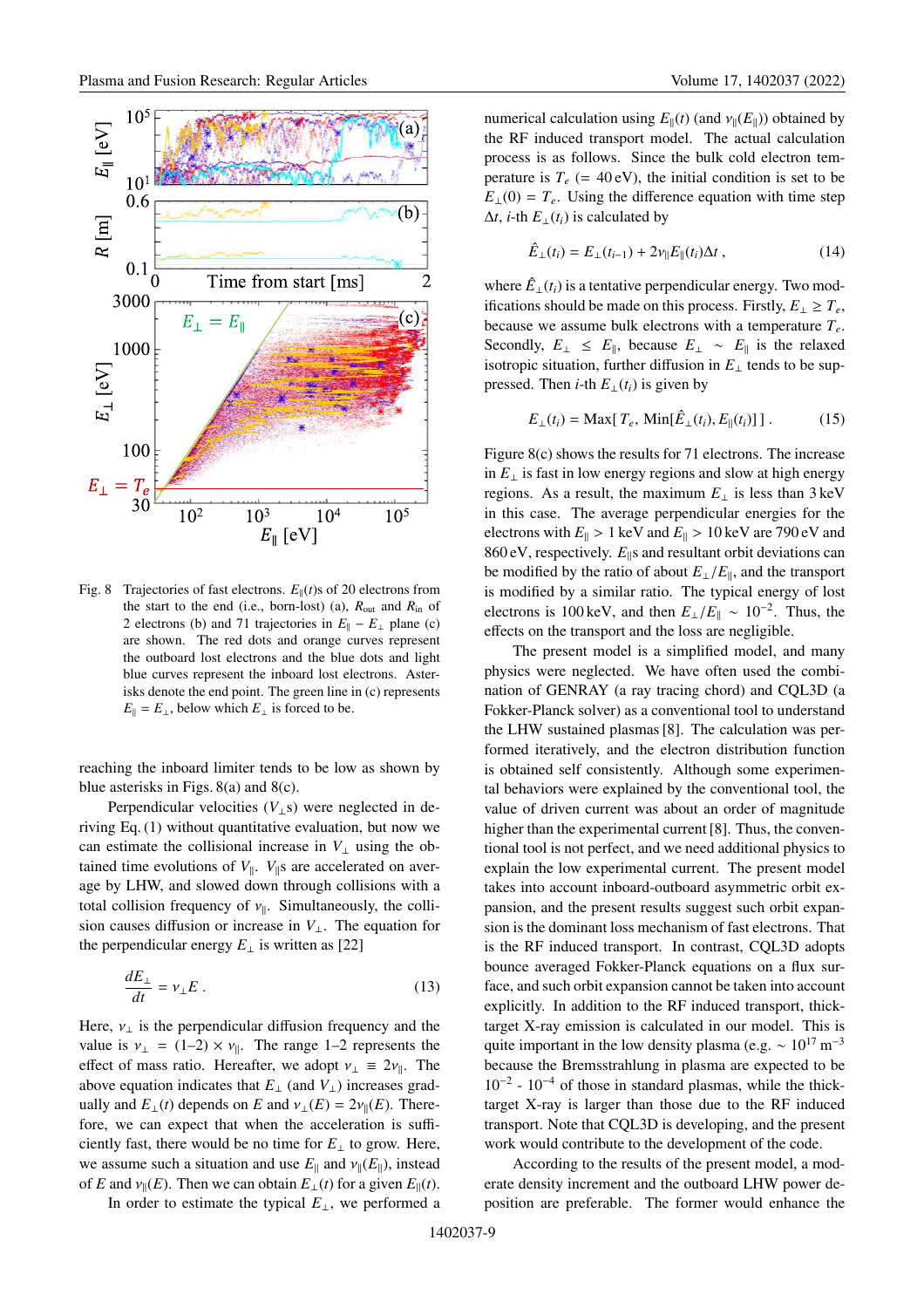Fig. 8 Trajectories of fast electrons. $E_\parallel(t)$s of 20 electrons from the start to the end (i.e., born-lost) (a), $R_{out}$ and $R_{in}$ of 2 electrons (b) and 71 trajectories in $E_\parallel - E_\perp$ plane (c) are shown. The red dots and orange curves represent the outboard lost electrons and the blue dots and light blue curves represent the inboard lost electrons. Asterisks denote the end point. The green line in (c) represents $E_\parallel = E_\perp$, below which $E_\perp$ is forced to be.

reaching the inboard limiter tends to be low as shown by blue asterisks in Figs. 8(a) and 8(c).

Perpendicular velocities ($V_\perp$s) were neglected in deriving Eq. (1) without quantitative evaluation, but now we can estimate the collisional increase in $V_\perp$ using the obtained time evolutions of $V_\parallel$. $V_\parallel$s are accelerated on average by LHW, and slowed down through collisions with a total collision frequency of $\nu_\parallel$. Simultaneously, the collision causes diffusion or increase in $V_\perp$. The equation for the perpendicular energy $E_\perp$ is written as [22]

$$\frac{dE_\perp}{dt} = \nu_\perp E \,. \tag{13}$$

Here, $\nu_\perp$ is the perpendicular diffusion frequency and the value is $\nu_\perp = (1\text{–}2) \times \nu_\parallel$. The range 1–2 represents the effect of mass ratio. Hereafter, we adopt $\nu_\perp \equiv 2\nu_\parallel$. The above equation indicates that $E_\perp$ (and $V_\perp$) increases gradually and $E_\perp(t)$ depends on $E$ and $\nu_\perp(E) = 2\nu_\parallel(E)$. Therefore, we can expect that when the acceleration is sufficiently fast, there would be no time for $E_\perp$ to grow. Here, we assume such a situation and use $E_\parallel$ and $\nu_\parallel(E_\parallel)$, instead of $E$ and $\nu_\parallel(E)$. Then we can obtain $E_\perp(t)$ for a given $E_\parallel(t)$.

In order to estimate the typical $E_\perp$, we performed a numerical calculation using $E_\parallel(t)$ (and $\nu_\parallel(E_\parallel)$) obtained by the RF induced transport model. The actual calculation process is as follows. Since the bulk cold electron temperature is $T_e$ (= 40 eV), the initial condition is set to be $E_\perp(0) = T_e$. Using the difference equation with time step $\Delta t$, $i$-th $E_\perp(t_i)$ is calculated by

$$\hat{E}_\perp(t_i) = E_\perp(t_{i-1}) + 2\nu_\parallel E_\parallel(t_i)\Delta t \,, \tag{14}$$

where $\hat{E}_\perp(t_i)$ is a tentative perpendicular energy. Two modifications should be made on this process. Firstly, $E_\perp \geq T_e$, because we assume bulk electrons with a temperature $T_e$. Secondly, $E_\perp \leq E_\parallel$, because $E_\perp \sim E_\parallel$ is the relaxed isotropic situation, further diffusion in $E_\perp$ tends to be suppressed. Then $i$-th $E_\perp(t_i)$ is given by

$$E_\perp(t_i) = \text{Max}[\, T_e, \text{Min}[\hat{E}_\perp(t_i), E_\parallel(t_i)]\,] \,. \tag{15}$$

Figure 8(c) shows the results for 71 electrons. The increase in $E_\perp$ is fast in low energy regions and slow at high energy regions. As a result, the maximum $E_\perp$ is less than 3 keV in this case. The average perpendicular energies for the electrons with $E_\parallel > 1$ keV and $E_\parallel > 10$ keV are 790 eV and 860 eV, respectively. $E_\parallel$s and resultant orbit deviations can be modified by the ratio of about $E_\perp/E_\parallel$, and the transport is modified by a similar ratio. The typical energy of lost electrons is 100 keV, and then $E_\perp/E_\parallel \sim 10^{-2}$. Thus, the effects on the transport and the loss are negligible.

The present model is a simplified model, and many physics were neglected. We have often used the combination of GENRAY (a ray tracing chord) and CQL3D (a Fokker-Planck solver) as a conventional tool to understand the LHW sustained plasmas [8]. The calculation was performed iteratively, and the electron distribution function is obtained self consistently. Although some experimental behaviors were explained by the conventional tool, the value of driven current was about an order of magnitude higher than the experimental current [8]. Thus, the conventional tool is not perfect, and we need additional physics to explain the low experimental current. The present model takes into account inboard-outboard asymmetric orbit expansion, and the present results suggest such orbit expansion is the dominant loss mechanism of fast electrons. That is the RF induced transport. In contrast, CQL3D adopts bounce averaged Fokker-Planck equations on a flux surface, and such orbit expansion cannot be taken into account explicitly. In addition to the RF induced transport, thick-target X-ray emission is calculated in our model. This is quite important in the low density plasma (e.g. $\sim 10^{17}$ m$^{-3}$ because the Bremsstrahlung in plasma are expected to be $10^{-2}$ - $10^{-4}$ of those in standard plasmas, while the thick-target X-ray is larger than those due to the RF induced transport. Note that CQL3D is developing, and the present work would contribute to the development of the code.

According to the results of the present model, a moderate density increment and the outboard LHW power deposition are preferable. The former would enhance the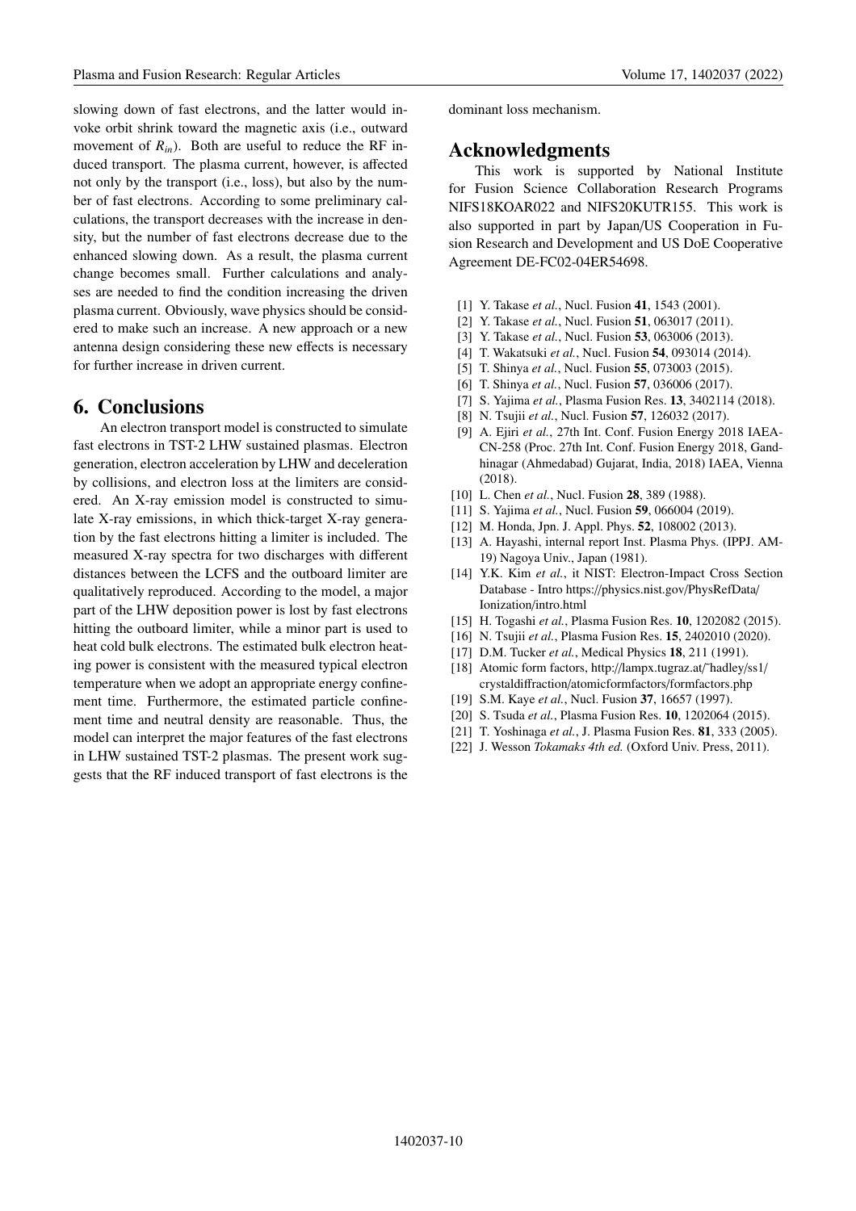slowing down of fast electrons, and the latter would invoke orbit shrink toward the magnetic axis (i.e., outward movement of $R_{in}$). Both are useful to reduce the RF induced transport. The plasma current, however, is affected not only by the transport (i.e., loss), but also by the number of fast electrons. According to some preliminary calculations, the transport decreases with the increase in density, but the number of fast electrons decrease due to the enhanced slowing down. As a result, the plasma current change becomes small. Further calculations and analyses are needed to find the condition increasing the driven plasma current. Obviously, wave physics should be considered to make such an increase. A new approach or a new antenna design considering these new effects is necessary for further increase in driven current.

## 6. Conclusions

An electron transport model is constructed to simulate fast electrons in TST-2 LHW sustained plasmas. Electron generation, electron acceleration by LHW and deceleration by collisions, and electron loss at the limiters are considered. An X-ray emission model is constructed to simulate X-ray emissions, in which thick-target X-ray generation by the fast electrons hitting a limiter is included. The measured X-ray spectra for two discharges with different distances between the LCFS and the outboard limiter are qualitatively reproduced. According to the model, a major part of the LHW deposition power is lost by fast electrons hitting the outboard limiter, while a minor part is used to heat cold bulk electrons. The estimated bulk electron heating power is consistent with the measured typical electron temperature when we adopt an appropriate energy confinement time. Furthermore, the estimated particle confinement time and neutral density are reasonable. Thus, the model can interpret the major features of the fast electrons in LHW sustained TST-2 plasmas. The present work suggests that the RF induced transport of fast electrons is the dominant loss mechanism.

## Acknowledgments

This work is supported by National Institute for Fusion Science Collaboration Research Programs NIFS18KOAR022 and NIFS20KUTR155. This work is also supported in part by Japan/US Cooperation in Fusion Research and Development and US DoE Cooperative Agreement DE-FC02-04ER54698.

[1] Y. Takase *et al.*, Nucl. Fusion **41**, 1543 (2001).
[2] Y. Takase *et al.*, Nucl. Fusion **51**, 063017 (2011).
[3] Y. Takase *et al.*, Nucl. Fusion **53**, 063006 (2013).
[4] T. Wakatsuki *et al.*, Nucl. Fusion **54**, 093014 (2014).
[5] T. Shinya *et al.*, Nucl. Fusion **55**, 073003 (2015).
[6] T. Shinya *et al.*, Nucl. Fusion **57**, 036006 (2017).
[7] S. Yajima *et al.*, Plasma Fusion Res. **13**, 3402114 (2018).
[8] N. Tsujii *et al.*, Nucl. Fusion **57**, 126032 (2017).
[9] A. Ejiri *et al.*, 27th Int. Conf. Fusion Energy 2018 IAEA-CN-258 (Proc. 27th Int. Conf. Fusion Energy 2018, Gandhinagar (Ahmedabad) Gujarat, India, 2018) IAEA, Vienna (2018).
[10] L. Chen *et al.*, Nucl. Fusion **28**, 389 (1988).
[11] S. Yajima *et al.*, Nucl. Fusion **59**, 066004 (2019).
[12] M. Honda, Jpn. J. Appl. Phys. **52**, 108002 (2013).
[13] A. Hayashi, internal report Inst. Plasma Phys. (IPPJ. AM-19) Nagoya Univ., Japan (1981).
[14] Y.K. Kim *et al.*, it NIST: Electron-Impact Cross Section Database - Intro https://physics.nist.gov/PhysRefData/Ionization/intro.html
[15] H. Togashi *et al.*, Plasma Fusion Res. **10**, 1202082 (2015).
[16] N. Tsujii *et al.*, Plasma Fusion Res. **15**, 2402010 (2020).
[17] D.M. Tucker *et al.*, Medical Physics **18**, 211 (1991).
[18] Atomic form factors, http://lampx.tugraz.at/~hadley/ss1/crystaldiffraction/atomicformfactors/formfactors.php
[19] S.M. Kaye *et al.*, Nucl. Fusion **37**, 16657 (1997).
[20] S. Tsuda *et al.*, Plasma Fusion Res. **10**, 1202064 (2015).
[21] T. Yoshinaga *et al.*, J. Plasma Fusion Res. **81**, 333 (2005).
[22] J. Wesson *Tokamaks 4th ed.* (Oxford Univ. Press, 2011).